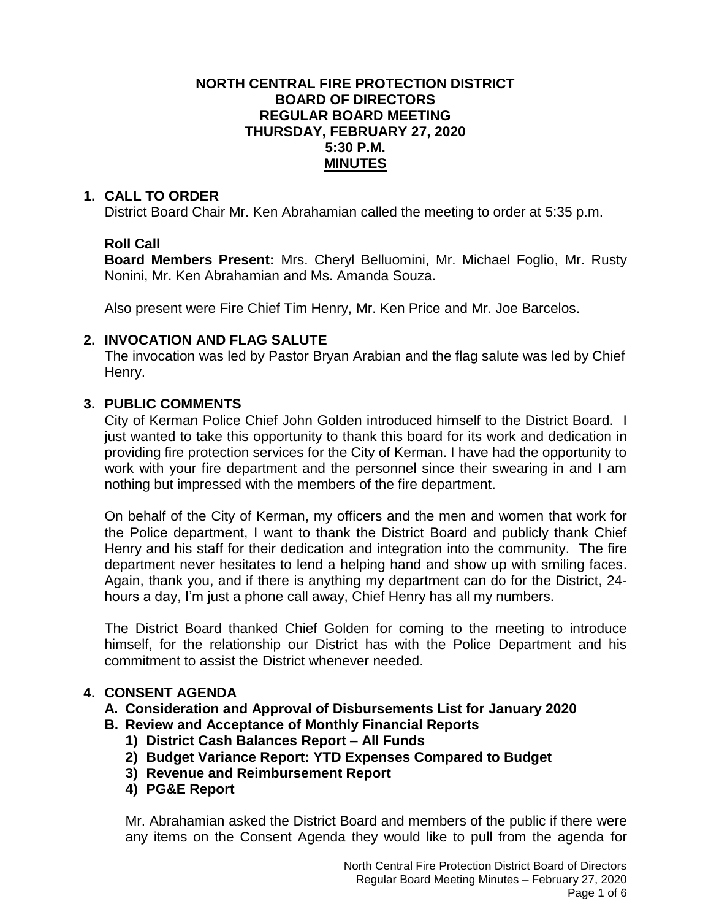# NORTH CENTRAL FIRE PROTECTION DISTRICT
# BOARD OF DIRECTORS
# REGULAR BOARD MEETING
# THURSDAY, FEBRUARY 27, 2020
# 5:30 P.M.
# MINUTES

## 1. CALL TO ORDER

District Board Chair Mr. Ken Abrahamian called the meeting to order at 5:35 p.m.

### Roll Call

**Board Members Present:** Mrs. Cheryl Belluomini, Mr. Michael Foglio, Mr. Rusty Nonini, Mr. Ken Abrahamian and Ms. Amanda Souza.

Also present were Fire Chief Tim Henry, Mr. Ken Price and Mr. Joe Barcelos.

## 2. INVOCATION AND FLAG SALUTE

The invocation was led by Pastor Bryan Arabian and the flag salute was led by Chief Henry.

## 3. PUBLIC COMMENTS

City of Kerman Police Chief John Golden introduced himself to the District Board. I just wanted to take this opportunity to thank this board for its work and dedication in providing fire protection services for the City of Kerman. I have had the opportunity to work with your fire department and the personnel since their swearing in and I am nothing but impressed with the members of the fire department.

On behalf of the City of Kerman, my officers and the men and women that work for the Police department, I want to thank the District Board and publicly thank Chief Henry and his staff for their dedication and integration into the community. The fire department never hesitates to lend a helping hand and show up with smiling faces. Again, thank you, and if there is anything my department can do for the District, 24-hours a day, I'm just a phone call away, Chief Henry has all my numbers.

The District Board thanked Chief Golden for coming to the meeting to introduce himself, for the relationship our District has with the Police Department and his commitment to assist the District whenever needed.

## 4. CONSENT AGENDA

**A. Consideration and Approval of Disbursements List for January 2020**

**B. Review and Acceptance of Monthly Financial Reports**

1. **District Cash Balances Report – All Funds**
2. **Budget Variance Report: YTD Expenses Compared to Budget**
3. **Revenue and Reimbursement Report**
4. **PG&E Report**

Mr. Abrahamian asked the District Board and members of the public if there were any items on the Consent Agenda they would like to pull from the agenda for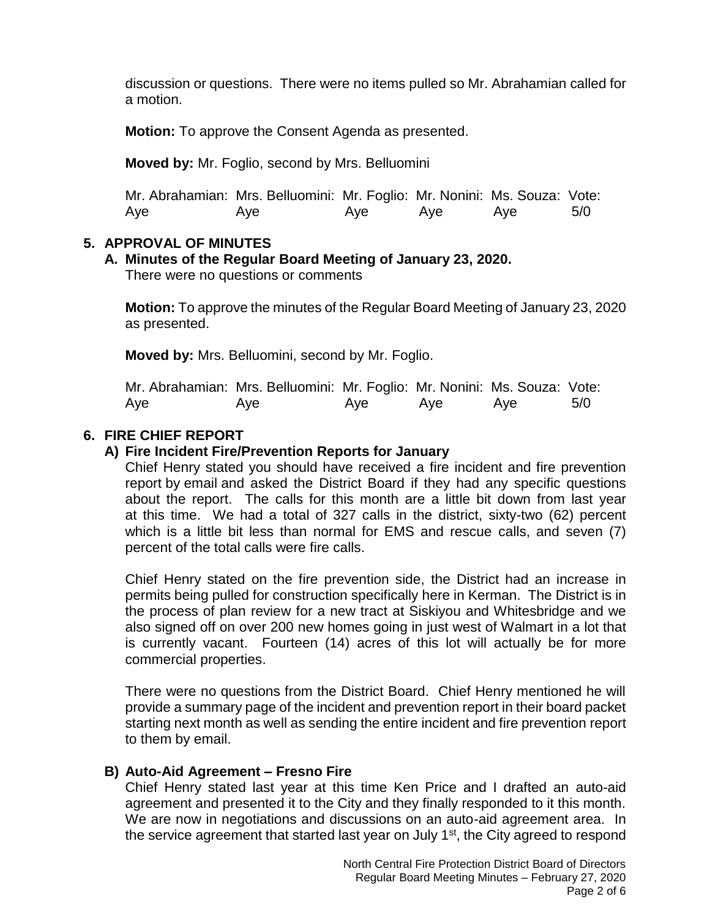discussion or questions. There were no items pulled so Mr. Abrahamian called for a motion.

**Motion:** To approve the Consent Agenda as presented.

**Moved by:** Mr. Foglio, second by Mrs. Belluomini

| Mr. Abrahamian: | Mrs. Belluomini: | Mr. Foglio: | Mr. Nonini: | Ms. Souza: | Vote: |
|---|---|---|---|---|---|
| Aye | Aye | Aye | Aye | Aye | 5/0 |

## 5. APPROVAL OF MINUTES

### A. Minutes of the Regular Board Meeting of January 23, 2020.

There were no questions or comments

**Motion:** To approve the minutes of the Regular Board Meeting of January 23, 2020 as presented.

**Moved by:** Mrs. Belluomini, second by Mr. Foglio.

| Mr. Abrahamian: | Mrs. Belluomini: | Mr. Foglio: | Mr. Nonini: | Ms. Souza: | Vote: |
|---|---|---|---|---|---|
| Aye | Aye | Aye | Aye | Aye | 5/0 |

## 6. FIRE CHIEF REPORT

### A) Fire Incident Fire/Prevention Reports for January

Chief Henry stated you should have received a fire incident and fire prevention report by email and asked the District Board if they had any specific questions about the report. The calls for this month are a little bit down from last year at this time. We had a total of 327 calls in the district, sixty-two (62) percent which is a little bit less than normal for EMS and rescue calls, and seven (7) percent of the total calls were fire calls.

Chief Henry stated on the fire prevention side, the District had an increase in permits being pulled for construction specifically here in Kerman. The District is in the process of plan review for a new tract at Siskiyou and Whitesbridge and we also signed off on over 200 new homes going in just west of Walmart in a lot that is currently vacant. Fourteen (14) acres of this lot will actually be for more commercial properties.

There were no questions from the District Board. Chief Henry mentioned he will provide a summary page of the incident and prevention report in their board packet starting next month as well as sending the entire incident and fire prevention report to them by email.

### B) Auto-Aid Agreement – Fresno Fire

Chief Henry stated last year at this time Ken Price and I drafted an auto-aid agreement and presented it to the City and they finally responded to it this month. We are now in negotiations and discussions on an auto-aid agreement area. In the service agreement that started last year on July 1st, the City agreed to respond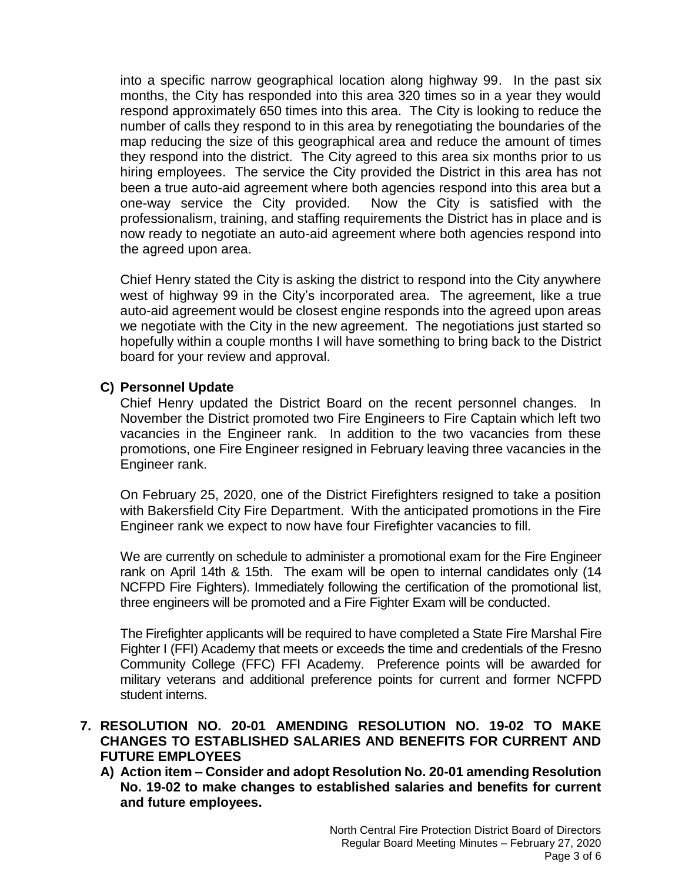into a specific narrow geographical location along highway 99. In the past six months, the City has responded into this area 320 times so in a year they would respond approximately 650 times into this area. The City is looking to reduce the number of calls they respond to in this area by renegotiating the boundaries of the map reducing the size of this geographical area and reduce the amount of times they respond into the district. The City agreed to this area six months prior to us hiring employees. The service the City provided the District in this area has not been a true auto-aid agreement where both agencies respond into this area but a one-way service the City provided. Now the City is satisfied with the professionalism, training, and staffing requirements the District has in place and is now ready to negotiate an auto-aid agreement where both agencies respond into the agreed upon area.

Chief Henry stated the City is asking the district to respond into the City anywhere west of highway 99 in the City's incorporated area. The agreement, like a true auto-aid agreement would be closest engine responds into the agreed upon areas we negotiate with the City in the new agreement. The negotiations just started so hopefully within a couple months I will have something to bring back to the District board for your review and approval.

**C) Personnel Update**

Chief Henry updated the District Board on the recent personnel changes. In November the District promoted two Fire Engineers to Fire Captain which left two vacancies in the Engineer rank. In addition to the two vacancies from these promotions, one Fire Engineer resigned in February leaving three vacancies in the Engineer rank.

On February 25, 2020, one of the District Firefighters resigned to take a position with Bakersfield City Fire Department. With the anticipated promotions in the Fire Engineer rank we expect to now have four Firefighter vacancies to fill.

We are currently on schedule to administer a promotional exam for the Fire Engineer rank on April 14th & 15th. The exam will be open to internal candidates only (14 NCFPD Fire Fighters). Immediately following the certification of the promotional list, three engineers will be promoted and a Fire Fighter Exam will be conducted.

The Firefighter applicants will be required to have completed a State Fire Marshal Fire Fighter I (FFI) Academy that meets or exceeds the time and credentials of the Fresno Community College (FFC) FFI Academy. Preference points will be awarded for military veterans and additional preference points for current and former NCFPD student interns.

**7. RESOLUTION NO. 20-01 AMENDING RESOLUTION NO. 19-02 TO MAKE CHANGES TO ESTABLISHED SALARIES AND BENEFITS FOR CURRENT AND FUTURE EMPLOYEES**

**A) Action item – Consider and adopt Resolution No. 20-01 amending Resolution No. 19-02 to make changes to established salaries and benefits for current and future employees.**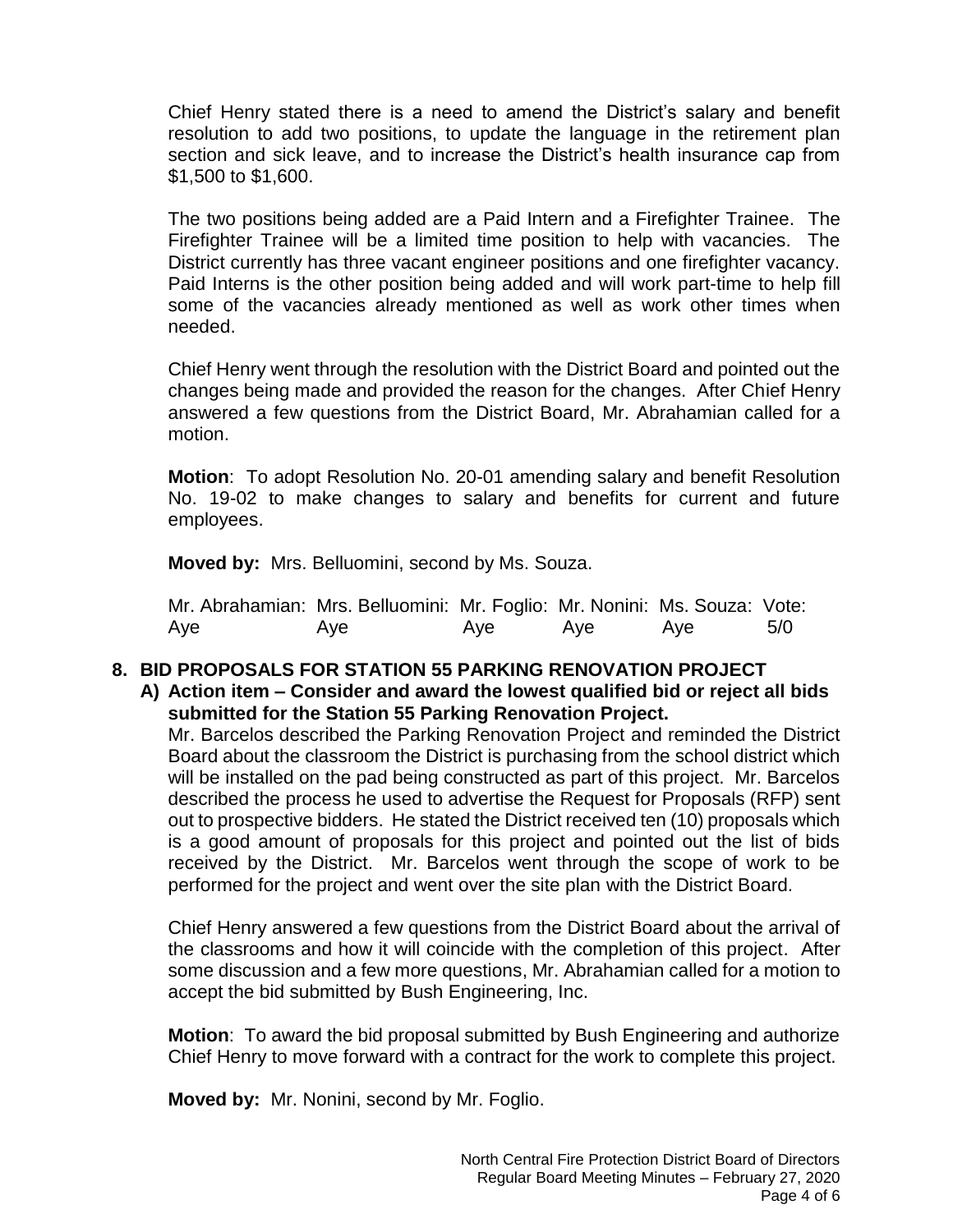Chief Henry stated there is a need to amend the District's salary and benefit resolution to add two positions, to update the language in the retirement plan section and sick leave, and to increase the District's health insurance cap from $1,500 to $1,600.

The two positions being added are a Paid Intern and a Firefighter Trainee. The Firefighter Trainee will be a limited time position to help with vacancies. The District currently has three vacant engineer positions and one firefighter vacancy. Paid Interns is the other position being added and will work part-time to help fill some of the vacancies already mentioned as well as work other times when needed.

Chief Henry went through the resolution with the District Board and pointed out the changes being made and provided the reason for the changes. After Chief Henry answered a few questions from the District Board, Mr. Abrahamian called for a motion.

**Motion**: To adopt Resolution No. 20-01 amending salary and benefit Resolution No. 19-02 to make changes to salary and benefits for current and future employees.

**Moved by:** Mrs. Belluomini, second by Ms. Souza.

| Mr. Abrahamian: | Mrs. Belluomini: | Mr. Foglio: | Mr. Nonini: | Ms. Souza: | Vote: |
|---|---|---|---|---|---|
| Aye | Aye | Aye | Aye | Aye | 5/0 |

## 8. BID PROPOSALS FOR STATION 55 PARKING RENOVATION PROJECT

### A) Action item – Consider and award the lowest qualified bid or reject all bids submitted for the Station 55 Parking Renovation Project.

Mr. Barcelos described the Parking Renovation Project and reminded the District Board about the classroom the District is purchasing from the school district which will be installed on the pad being constructed as part of this project. Mr. Barcelos described the process he used to advertise the Request for Proposals (RFP) sent out to prospective bidders. He stated the District received ten (10) proposals which is a good amount of proposals for this project and pointed out the list of bids received by the District. Mr. Barcelos went through the scope of work to be performed for the project and went over the site plan with the District Board.

Chief Henry answered a few questions from the District Board about the arrival of the classrooms and how it will coincide with the completion of this project. After some discussion and a few more questions, Mr. Abrahamian called for a motion to accept the bid submitted by Bush Engineering, Inc.

**Motion**: To award the bid proposal submitted by Bush Engineering and authorize Chief Henry to move forward with a contract for the work to complete this project.

**Moved by:** Mr. Nonini, second by Mr. Foglio.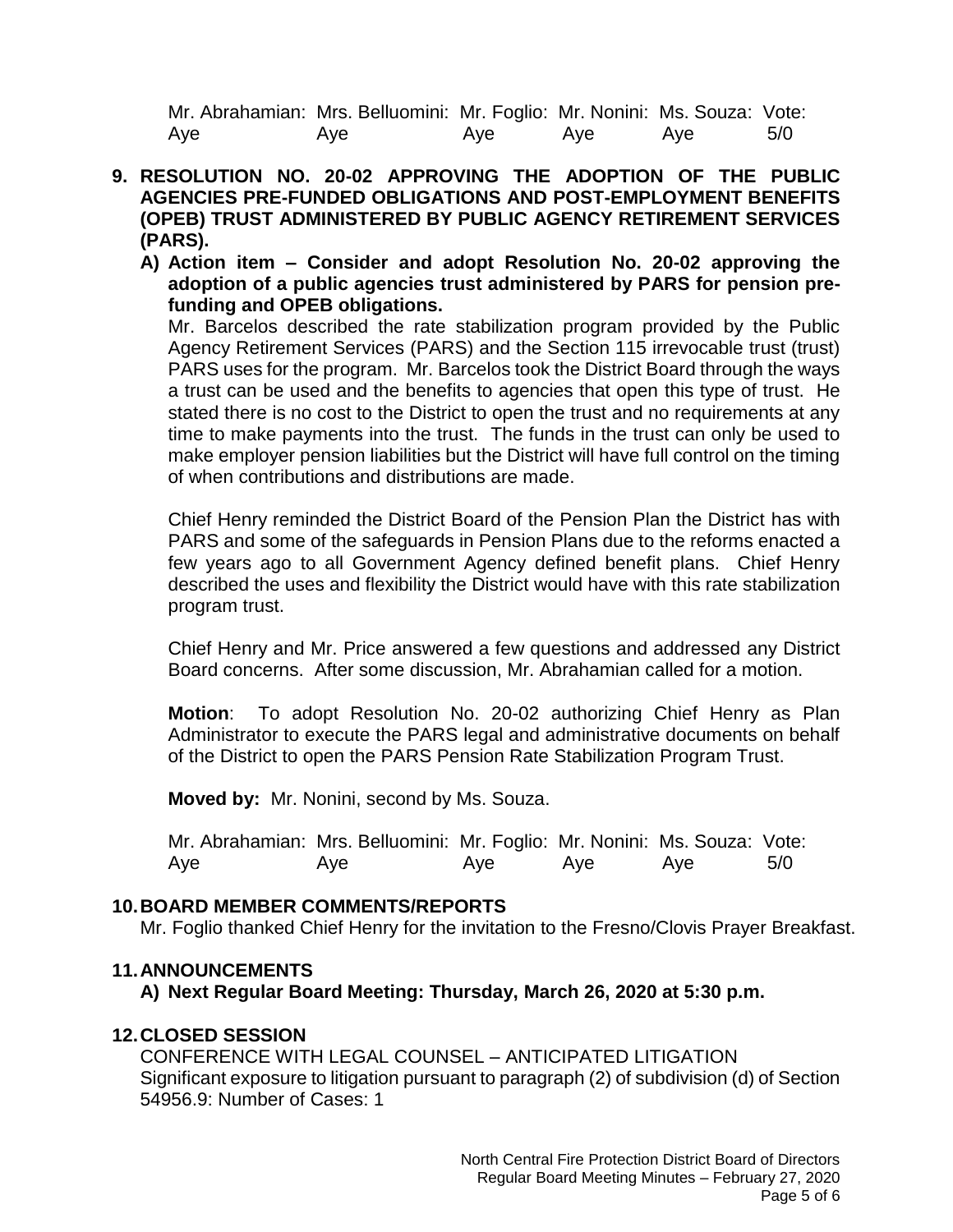| Mr. Abrahamian: | Mrs. Belluomini: | Mr. Foglio: | Mr. Nonini: | Ms. Souza: | Vote: |
|---|---|---|---|---|---|
| Aye | Aye | Aye | Aye | Aye | 5/0 |

**9. RESOLUTION NO. 20-02 APPROVING THE ADOPTION OF THE PUBLIC AGENCIES PRE-FUNDED OBLIGATIONS AND POST-EMPLOYMENT BENEFITS (OPEB) TRUST ADMINISTERED BY PUBLIC AGENCY RETIREMENT SERVICES (PARS).**

**A) Action item – Consider and adopt Resolution No. 20-02 approving the adoption of a public agencies trust administered by PARS for pension pre-funding and OPEB obligations.**

Mr. Barcelos described the rate stabilization program provided by the Public Agency Retirement Services (PARS) and the Section 115 irrevocable trust (trust) PARS uses for the program. Mr. Barcelos took the District Board through the ways a trust can be used and the benefits to agencies that open this type of trust. He stated there is no cost to the District to open the trust and no requirements at any time to make payments into the trust. The funds in the trust can only be used to make employer pension liabilities but the District will have full control on the timing of when contributions and distributions are made.

Chief Henry reminded the District Board of the Pension Plan the District has with PARS and some of the safeguards in Pension Plans due to the reforms enacted a few years ago to all Government Agency defined benefit plans. Chief Henry described the uses and flexibility the District would have with this rate stabilization program trust.

Chief Henry and Mr. Price answered a few questions and addressed any District Board concerns. After some discussion, Mr. Abrahamian called for a motion.

**Motion**: To adopt Resolution No. 20-02 authorizing Chief Henry as Plan Administrator to execute the PARS legal and administrative documents on behalf of the District to open the PARS Pension Rate Stabilization Program Trust.

**Moved by:** Mr. Nonini, second by Ms. Souza.

| Mr. Abrahamian: | Mrs. Belluomini: | Mr. Foglio: | Mr. Nonini: | Ms. Souza: | Vote: |
|---|---|---|---|---|---|
| Aye | Aye | Aye | Aye | Aye | 5/0 |

**10. BOARD MEMBER COMMENTS/REPORTS**

Mr. Foglio thanked Chief Henry for the invitation to the Fresno/Clovis Prayer Breakfast.

**11. ANNOUNCEMENTS**

**A) Next Regular Board Meeting: Thursday, March 26, 2020 at 5:30 p.m.**

**12. CLOSED SESSION**

CONFERENCE WITH LEGAL COUNSEL – ANTICIPATED LITIGATION
Significant exposure to litigation pursuant to paragraph (2) of subdivision (d) of Section 54956.9: Number of Cases: 1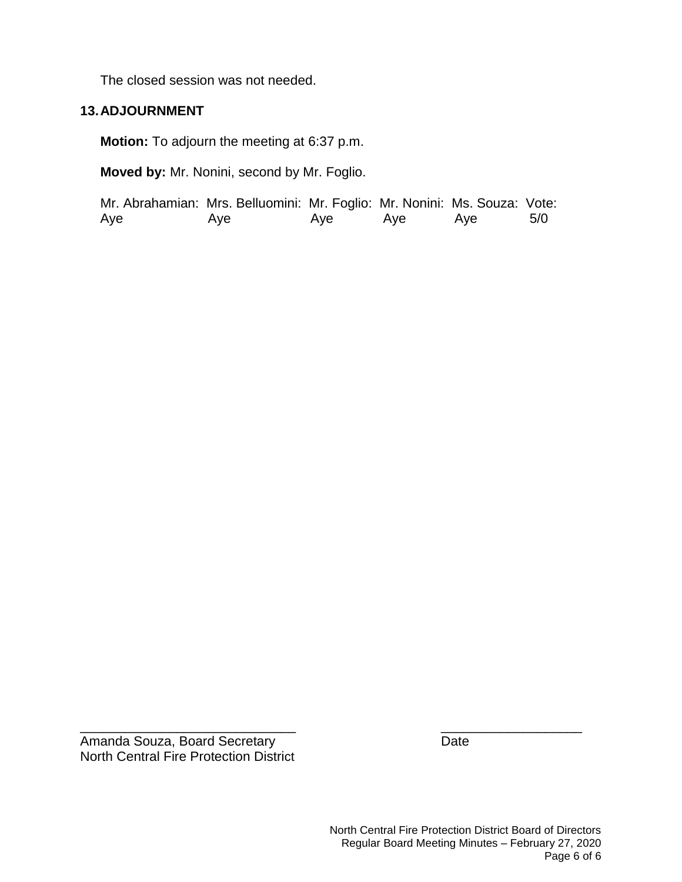The closed session was not needed.

## 13. ADJOURNMENT

**Motion:** To adjourn the meeting at 6:37 p.m.

**Moved by:** Mr. Nonini, second by Mr. Foglio.

| Mr. Abrahamian: | Mrs. Belluomini: | Mr. Foglio: | Mr. Nonini: | Ms. Souza: | Vote: |
|---|---|---|---|---|---|
| Aye | Aye | Aye | Aye | Aye | 5/0 |

______________________________
Amanda Souza, Board Secretary
North Central Fire Protection District

______________________________
Date